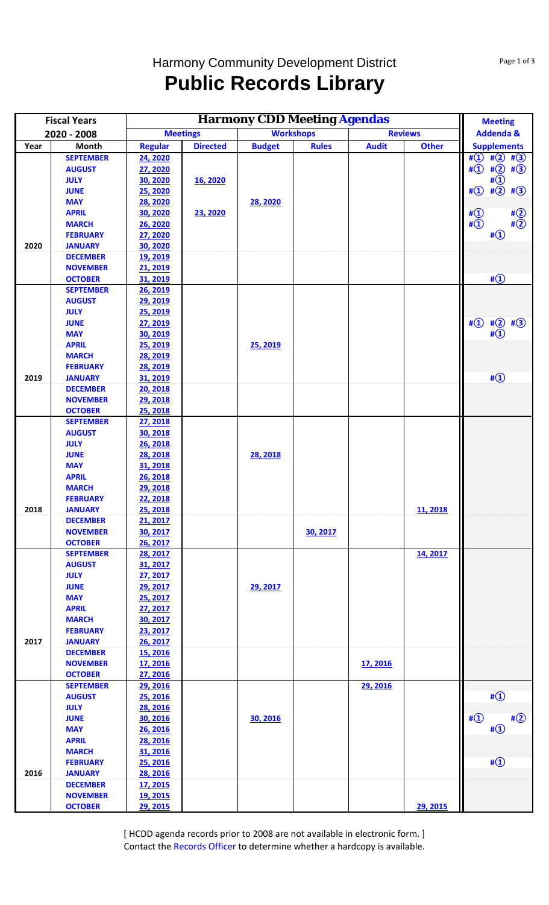# Harmony Community Development District

## Public Records Library

| Fiscal Years | | Harmony CDD Meeting Agendas | | | | | | Meeting |
|---|---|---|---|---|---|---|---|---|
| 2020 - 2008 | | Meetings | | Workshops | | Reviews | | Addenda & |
| Year | Month | Regular | Directed | Budget | Rules | Audit | Other | Supplements |
| | SEPTEMBER | 24, 2020 | | | | | | #① #② #③ |
| | AUGUST | 27, 2020 | | | | | | #① #② #③ |
| | JULY | 30, 2020 | 16, 2020 | | | | | #① |
| | JUNE | 25, 2020 | | | | | | #① #② #③ |
| | MAY | 28, 2020 | | 28, 2020 | | | | |
| | APRIL | 30, 2020 | 23, 2020 | | | | | #① #② |
| | MARCH | 26, 2020 | | | | | | #① #② |
| | FEBRUARY | 27, 2020 | | | | | | #① |
| 2020 | JANUARY | 30, 2020 | | | | | | |
| | DECEMBER | 19, 2019 | | | | | | |
| | NOVEMBER | 21, 2019 | | | | | | |
| | OCTOBER | 31, 2019 | | | | | | #① |
| | SEPTEMBER | 26, 2019 | | | | | | |
| | AUGUST | 29, 2019 | | | | | | |
| | JULY | 25, 2019 | | | | | | |
| | JUNE | 27, 2019 | | | | | | #① #② #③ |
| | MAY | 30, 2019 | | | | | | #① |
| | APRIL | 25, 2019 | | 25, 2019 | | | | |
| | MARCH | 28, 2019 | | | | | | |
| | FEBRUARY | 28, 2019 | | | | | | |
| 2019 | JANUARY | 31, 2019 | | | | | | #① |
| | DECEMBER | 20, 2018 | | | | | | |
| | NOVEMBER | 29, 2018 | | | | | | |
| | OCTOBER | 25, 2018 | | | | | | |
| | SEPTEMBER | 27, 2018 | | | | | | |
| | AUGUST | 30, 2018 | | | | | | |
| | JULY | 26, 2018 | | | | | | |
| | JUNE | 28, 2018 | | 28, 2018 | | | | |
| | MAY | 31, 2018 | | | | | | |
| | APRIL | 26, 2018 | | | | | | |
| | MARCH | 29, 2018 | | | | | | |
| | FEBRUARY | 22, 2018 | | | | | | |
| 2018 | JANUARY | 25, 2018 | | | | | 11, 2018 | |
| | DECEMBER | 21, 2017 | | | | | | |
| | NOVEMBER | 30, 2017 | | | 30, 2017 | | | |
| | OCTOBER | 26, 2017 | | | | | | |
| | SEPTEMBER | 28, 2017 | | | | | 14, 2017 | |
| | AUGUST | 31, 2017 | | | | | | |
| | JULY | 27, 2017 | | | | | | |
| | JUNE | 29, 2017 | | 29, 2017 | | | | |
| | MAY | 25, 2017 | | | | | | |
| | APRIL | 27, 2017 | | | | | | |
| | MARCH | 30, 2017 | | | | | | |
| | FEBRUARY | 23, 2017 | | | | | | |
| 2017 | JANUARY | 26, 2017 | | | | | | |
| | DECEMBER | 15, 2016 | | | | | | |
| | NOVEMBER | 17, 2016 | | | | 17, 2016 | | |
| | OCTOBER | 27, 2016 | | | | | | |
| | SEPTEMBER | 29, 2016 | | | | 29, 2016 | | |
| | AUGUST | 25, 2016 | | | | | | #① |
| | JULY | 28, 2016 | | | | | | |
| | JUNE | 30, 2016 | | 30, 2016 | | | | #① #② |
| | MAY | 26, 2016 | | | | | | #① |
| | APRIL | 28, 2016 | | | | | | |
| | MARCH | 31, 2016 | | | | | | |
| | FEBRUARY | 25, 2016 | | | | | | #① |
| 2016 | JANUARY | 28, 2016 | | | | | | |
| | DECEMBER | 17, 2015 | | | | | | |
| | NOVEMBER | 19, 2015 | | | | | | |
| | OCTOBER | 29, 2015 | | | | | 29, 2015 | |

[ HCDD agenda records prior to 2008 are not available in electronic form. ]
Contact the Records Officer to determine whether a hardcopy is available.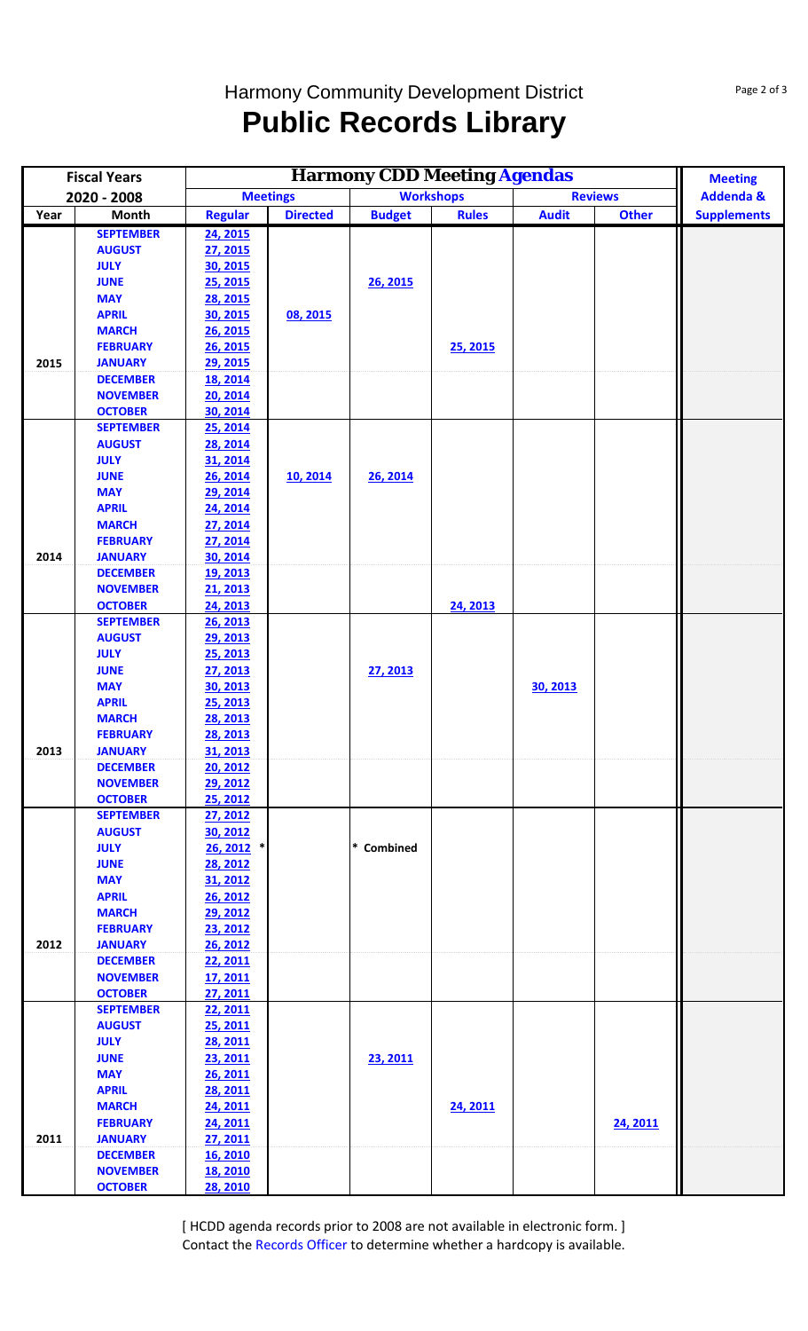# Harmony Community Development District

# Public Records Library

| Fiscal Years | | Harmony CDD Meeting Agendas | | | | | | Meeting |
|---|---|---|---|---|---|---|---|---|
| 2020 - 2008 | | Meetings | | Workshops | | Reviews | | Addenda & |
| Year | Month | Regular | Directed | Budget | Rules | Audit | Other | Supplements |
| | SEPTEMBER | 24, 2015 | | | | | | |
| | AUGUST | 27, 2015 | | | | | | |
| | JULY | 30, 2015 | | | | | | |
| | JUNE | 25, 2015 | | 26, 2015 | | | | |
| | MAY | 28, 2015 | | | | | | |
| | APRIL | 30, 2015 | 08, 2015 | | | | | |
| | MARCH | 26, 2015 | | | | | | |
| | FEBRUARY | 26, 2015 | | | 25, 2015 | | | |
| 2015 | JANUARY | 29, 2015 | | | | | | |
| | DECEMBER | 18, 2014 | | | | | | |
| | NOVEMBER | 20, 2014 | | | | | | |
| | OCTOBER | 30, 2014 | | | | | | |
| | SEPTEMBER | 25, 2014 | | | | | | |
| | AUGUST | 28, 2014 | | | | | | |
| | JULY | 31, 2014 | | | | | | |
| | JUNE | 26, 2014 | 10, 2014 | 26, 2014 | | | | |
| | MAY | 29, 2014 | | | | | | |
| | APRIL | 24, 2014 | | | | | | |
| | MARCH | 27, 2014 | | | | | | |
| | FEBRUARY | 27, 2014 | | | | | | |
| 2014 | JANUARY | 30, 2014 | | | | | | |
| | DECEMBER | 19, 2013 | | | | | | |
| | NOVEMBER | 21, 2013 | | | | | | |
| | OCTOBER | 24, 2013 | | | 24, 2013 | | | |
| | SEPTEMBER | 26, 2013 | | | | | | |
| | AUGUST | 29, 2013 | | | | | | |
| | JULY | 25, 2013 | | | | | | |
| | JUNE | 27, 2013 | | 27, 2013 | | | | |
| | MAY | 30, 2013 | | | | 30, 2013 | | |
| | APRIL | 25, 2013 | | | | | | |
| | MARCH | 28, 2013 | | | | | | |
| | FEBRUARY | 28, 2013 | | | | | | |
| 2013 | JANUARY | 31, 2013 | | | | | | |
| | DECEMBER | 20, 2012 | | | | | | |
| | NOVEMBER | 29, 2012 | | | | | | |
| | OCTOBER | 25, 2012 | | | | | | |
| | SEPTEMBER | 27, 2012 | | | | | | |
| | AUGUST | 30, 2012 | | | | | | |
| | JULY | 26, 2012 * | | * Combined | | | | |
| | JUNE | 28, 2012 | | | | | | |
| | MAY | 31, 2012 | | | | | | |
| | APRIL | 26, 2012 | | | | | | |
| | MARCH | 29, 2012 | | | | | | |
| | FEBRUARY | 23, 2012 | | | | | | |
| 2012 | JANUARY | 26, 2012 | | | | | | |
| | DECEMBER | 22, 2011 | | | | | | |
| | NOVEMBER | 17, 2011 | | | | | | |
| | OCTOBER | 27, 2011 | | | | | | |
| | SEPTEMBER | 22, 2011 | | | | | | |
| | AUGUST | 25, 2011 | | | | | | |
| | JULY | 28, 2011 | | | | | | |
| | JUNE | 23, 2011 | | 23, 2011 | | | | |
| | MAY | 26, 2011 | | | | | | |
| | APRIL | 28, 2011 | | | | | | |
| | MARCH | 24, 2011 | | | 24, 2011 | | | |
| | FEBRUARY | 24, 2011 | | | | | 24, 2011 | |
| 2011 | JANUARY | 27, 2011 | | | | | | |
| | DECEMBER | 16, 2010 | | | | | | |
| | NOVEMBER | 18, 2010 | | | | | | |
| | OCTOBER | 28, 2010 | | | | | | |

[ HCDD agenda records prior to 2008 are not available in electronic form. ]
Contact the Records Officer to determine whether a hardcopy is available.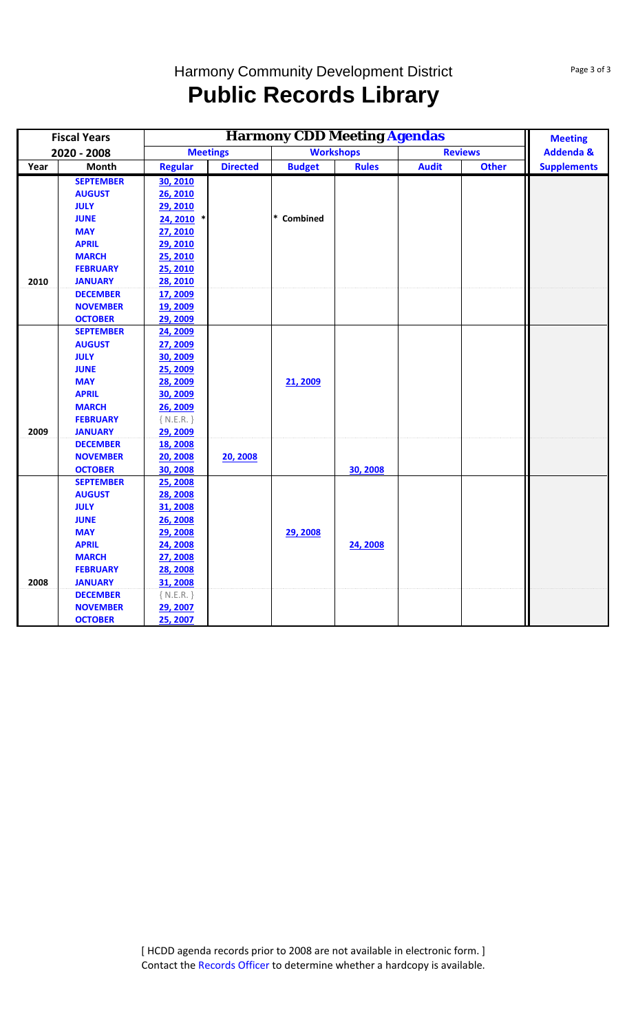Harmony Community Development District

# Public Records Library

| Fiscal Years | | Harmony CDD Meeting Agendas | | | | | | Meeting |
|---|---|---|---|---|---|---|---|---|
| 2020 - 2008 | | Meetings | | Workshops | | Reviews | | Addenda & |
| Year | Month | Regular | Directed | Budget | Rules | Audit | Other | Supplements |
| | SEPTEMBER | 30, 2010 | | | | | | |
| | AUGUST | 26, 2010 | | | | | | |
| | JULY | 29, 2010 | | | | | | |
| | JUNE | 24, 2010 * | | * Combined | | | | |
| | MAY | 27, 2010 | | | | | | |
| | APRIL | 29, 2010 | | | | | | |
| | MARCH | 25, 2010 | | | | | | |
| | FEBRUARY | 25, 2010 | | | | | | |
| 2010 | JANUARY | 28, 2010 | | | | | | |
| | DECEMBER | 17, 2009 | | | | | | |
| | NOVEMBER | 19, 2009 | | | | | | |
| | OCTOBER | 29, 2009 | | | | | | |
| | SEPTEMBER | 24, 2009 | | | | | | |
| | AUGUST | 27, 2009 | | | | | | |
| | JULY | 30, 2009 | | | | | | |
| | JUNE | 25, 2009 | | | | | | |
| | MAY | 28, 2009 | | 21, 2009 | | | | |
| | APRIL | 30, 2009 | | | | | | |
| | MARCH | 26, 2009 | | | | | | |
| | FEBRUARY | { N.E.R. } | | | | | | |
| 2009 | JANUARY | 29, 2009 | | | | | | |
| | DECEMBER | 18, 2008 | | | | | | |
| | NOVEMBER | 20, 2008 | 20, 2008 | | | | | |
| | OCTOBER | 30, 2008 | | | 30, 2008 | | | |
| | SEPTEMBER | 25, 2008 | | | | | | |
| | AUGUST | 28, 2008 | | | | | | |
| | JULY | 31, 2008 | | | | | | |
| | JUNE | 26, 2008 | | | | | | |
| | MAY | 29, 2008 | | 29, 2008 | | | | |
| | APRIL | 24, 2008 | | | 24, 2008 | | | |
| | MARCH | 27, 2008 | | | | | | |
| | FEBRUARY | 28, 2008 | | | | | | |
| 2008 | JANUARY | 31, 2008 | | | | | | |
| | DECEMBER | { N.E.R. } | | | | | | |
| | NOVEMBER | 29, 2007 | | | | | | |
| | OCTOBER | 25, 2007 | | | | | | |

[ HCDD agenda records prior to 2008 are not available in electronic form. ]
Contact the Records Officer to determine whether a hardcopy is available.